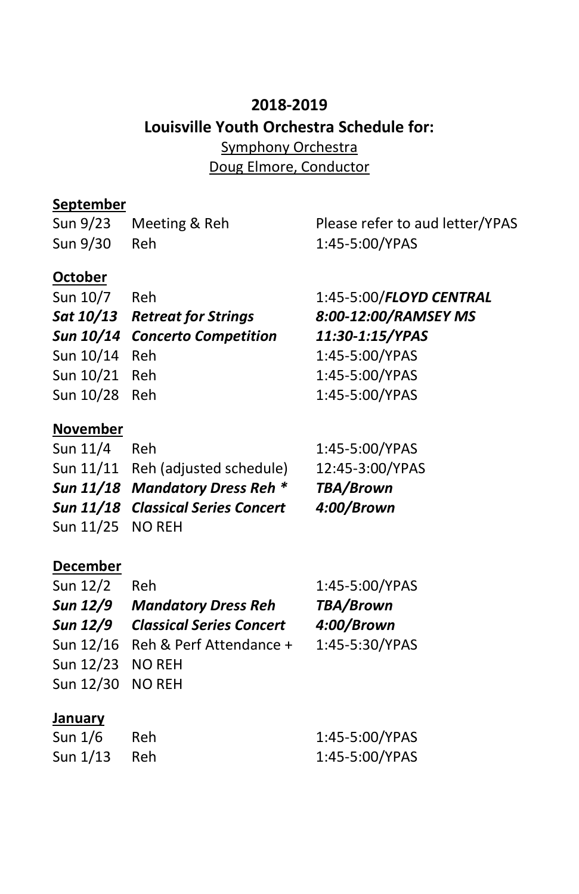**2018-2019**

**Louisville Youth Orchestra Schedule for:**

Symphony Orchestra

Doug Elmore, Conductor

**September**

| | | |
|---|---|---|
| Sun 9/23 | Meeting & Reh | Please refer to aud letter/YPAS |
| Sun 9/30 | Reh | 1:45-5:00/YPAS |

**October**

| | | |
|---|---|---|
| Sun 10/7 | Reh | 1:45-5:00/***FLOYD CENTRAL*** |
| ***Sat 10/13*** | ***Retreat for Strings*** | ***8:00-12:00/RAMSEY MS*** |
| ***Sun 10/14*** | ***Concerto Competition*** | ***11:30-1:15/YPAS*** |
| Sun 10/14 | Reh | 1:45-5:00/YPAS |
| Sun 10/21 | Reh | 1:45-5:00/YPAS |
| Sun 10/28 | Reh | 1:45-5:00/YPAS |

**November**

| | | |
|---|---|---|
| Sun 11/4 | Reh | 1:45-5:00/YPAS |
| Sun 11/11 | Reh (adjusted schedule) | 12:45-3:00/YPAS |
| ***Sun 11/18*** | ***Mandatory Dress Reh **** | ***TBA/Brown*** |
| ***Sun 11/18*** | ***Classical Series Concert*** | ***4:00/Brown*** |
| Sun 11/25 | NO REH | |

**December**

| | | |
|---|---|---|
| Sun 12/2 | Reh | 1:45-5:00/YPAS |
| ***Sun 12/9*** | ***Mandatory Dress Reh*** | ***TBA/Brown*** |
| ***Sun 12/9*** | ***Classical Series Concert*** | ***4:00/Brown*** |
| Sun 12/16 | Reh & Perf Attendance + | 1:45-5:30/YPAS |
| Sun 12/23 | NO REH | |
| Sun 12/30 | NO REH | |

**January**

| | | |
|---|---|---|
| Sun 1/6 | Reh | 1:45-5:00/YPAS |
| Sun 1/13 | Reh | 1:45-5:00/YPAS |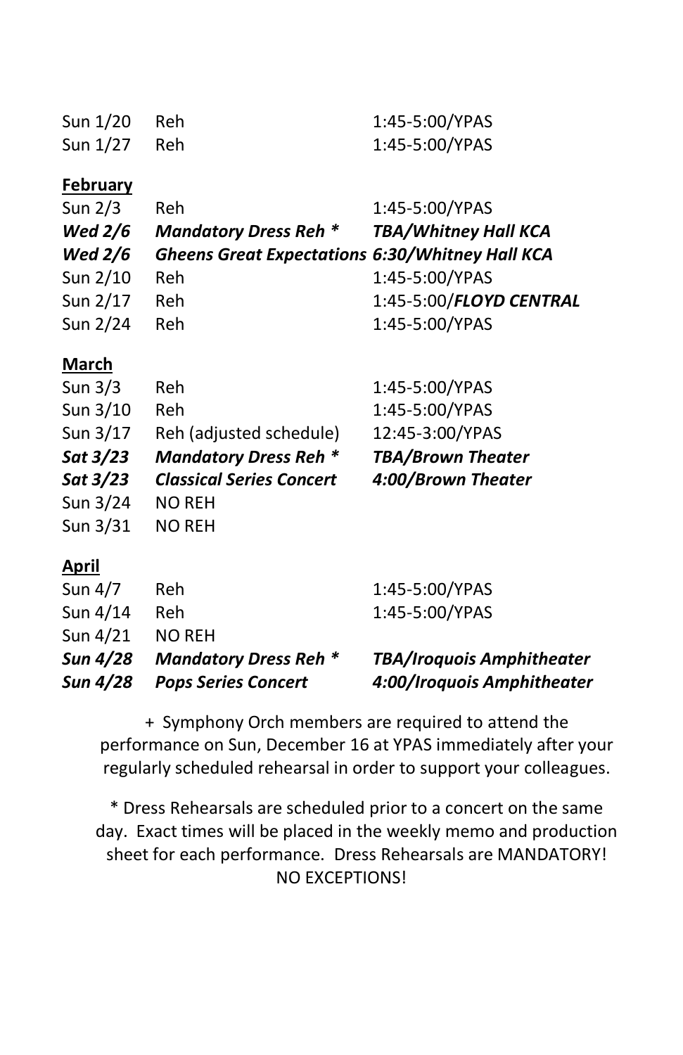| | | |
|---|---|---|
| Sun 1/20 | Reh | 1:45-5:00/YPAS |
| Sun 1/27 | Reh | 1:45-5:00/YPAS |

**February**

| | | |
|---|---|---|
| Sun 2/3 | Reh | 1:45-5:00/YPAS |
| ***Wed 2/6*** | ***Mandatory Dress Reh **** | ***TBA/Whitney Hall KCA*** |
| ***Wed 2/6*** | ***Gheens Great Expectations*** | ***6:30/Whitney Hall KCA*** |
| Sun 2/10 | Reh | 1:45-5:00/YPAS |
| Sun 2/17 | Reh | 1:45-5:00/***FLOYD CENTRAL*** |
| Sun 2/24 | Reh | 1:45-5:00/YPAS |

**March**

| | | |
|---|---|---|
| Sun 3/3 | Reh | 1:45-5:00/YPAS |
| Sun 3/10 | Reh | 1:45-5:00/YPAS |
| Sun 3/17 | Reh (adjusted schedule) | 12:45-3:00/YPAS |
| ***Sat 3/23*** | ***Mandatory Dress Reh **** | ***TBA/Brown Theater*** |
| ***Sat 3/23*** | ***Classical Series Concert*** | ***4:00/Brown Theater*** |
| Sun 3/24 | NO REH | |
| Sun 3/31 | NO REH | |

**April**

| | | |
|---|---|---|
| Sun 4/7 | Reh | 1:45-5:00/YPAS |
| Sun 4/14 | Reh | 1:45-5:00/YPAS |
| Sun 4/21 | NO REH | |
| ***Sun 4/28*** | ***Mandatory Dress Reh **** | ***TBA/Iroquois Amphitheater*** |
| ***Sun 4/28*** | ***Pops Series Concert*** | ***4:00/Iroquois Amphitheater*** |

+ Symphony Orch members are required to attend the performance on Sun, December 16 at YPAS immediately after your regularly scheduled rehearsal in order to support your colleagues.

* Dress Rehearsals are scheduled prior to a concert on the same day. Exact times will be placed in the weekly memo and production sheet for each performance. Dress Rehearsals are MANDATORY! NO EXCEPTIONS!